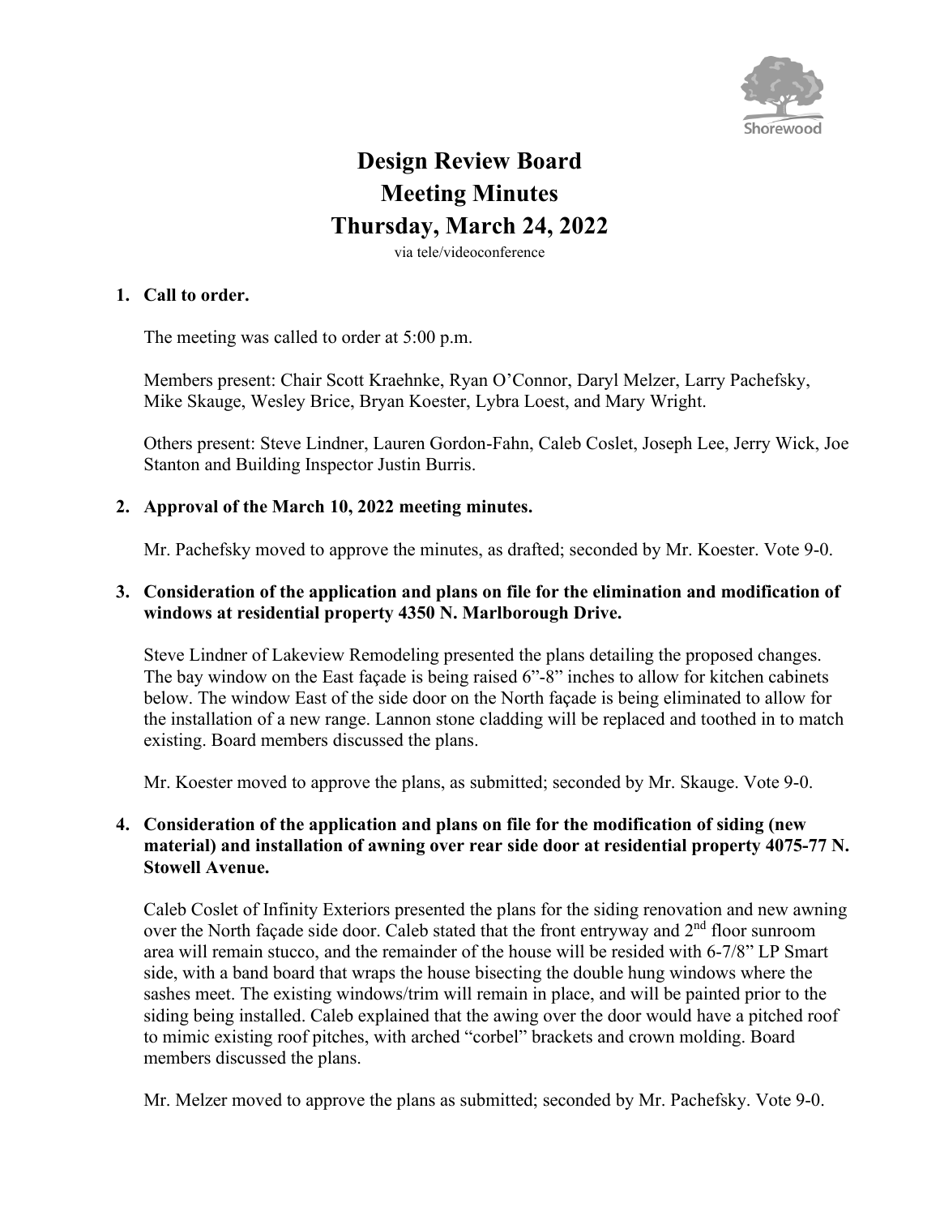# Design Review Board
# Meeting Minutes
# Thursday, March 24, 2022

via tele/videoconference

**1. Call to order.**

The meeting was called to order at 5:00 p.m.

Members present: Chair Scott Kraehnke, Ryan O'Connor, Daryl Melzer, Larry Pachefsky, Mike Skauge, Wesley Brice, Bryan Koester, Lybra Loest, and Mary Wright.

Others present: Steve Lindner, Lauren Gordon-Fahn, Caleb Coslet, Joseph Lee, Jerry Wick, Joe Stanton and Building Inspector Justin Burris.

**2. Approval of the March 10, 2022 meeting minutes.**

Mr. Pachefsky moved to approve the minutes, as drafted; seconded by Mr. Koester. Vote 9-0.

**3. Consideration of the application and plans on file for the elimination and modification of windows at residential property 4350 N. Marlborough Drive.**

Steve Lindner of Lakeview Remodeling presented the plans detailing the proposed changes. The bay window on the East façade is being raised 6"-8" inches to allow for kitchen cabinets below. The window East of the side door on the North façade is being eliminated to allow for the installation of a new range. Lannon stone cladding will be replaced and toothed in to match existing. Board members discussed the plans.

Mr. Koester moved to approve the plans, as submitted; seconded by Mr. Skauge. Vote 9-0.

**4. Consideration of the application and plans on file for the modification of siding (new material) and installation of awning over rear side door at residential property 4075-77 N. Stowell Avenue.**

Caleb Coslet of Infinity Exteriors presented the plans for the siding renovation and new awning over the North façade side door. Caleb stated that the front entryway and 2nd floor sunroom area will remain stucco, and the remainder of the house will be resided with 6-7/8" LP Smart side, with a band board that wraps the house bisecting the double hung windows where the sashes meet. The existing windows/trim will remain in place, and will be painted prior to the siding being installed. Caleb explained that the awing over the door would have a pitched roof to mimic existing roof pitches, with arched "corbel" brackets and crown molding. Board members discussed the plans.

Mr. Melzer moved to approve the plans as submitted; seconded by Mr. Pachefsky. Vote 9-0.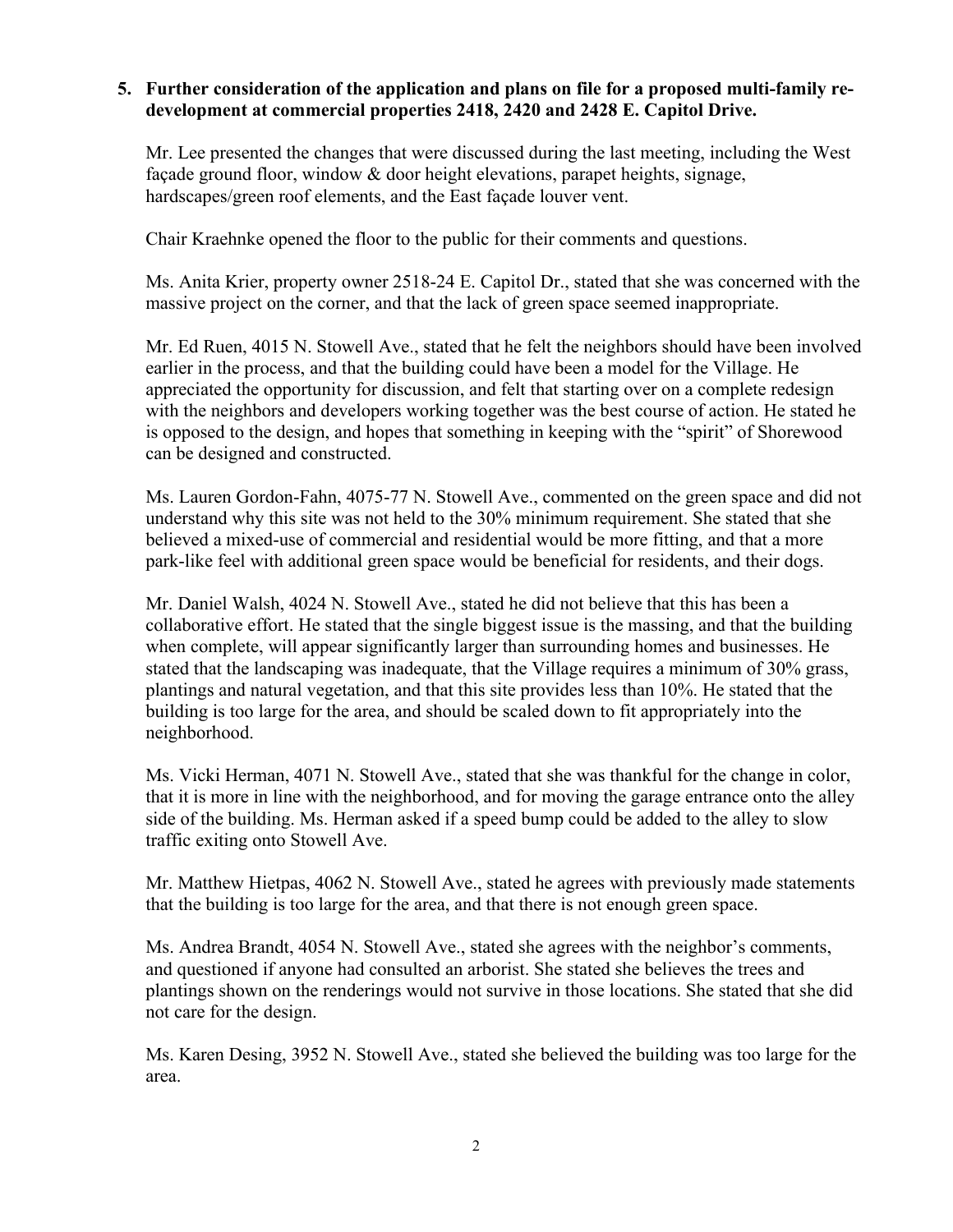**5. Further consideration of the application and plans on file for a proposed multi-family re-development at commercial properties 2418, 2420 and 2428 E. Capitol Drive.**

Mr. Lee presented the changes that were discussed during the last meeting, including the West façade ground floor, window & door height elevations, parapet heights, signage, hardscapes/green roof elements, and the East façade louver vent.

Chair Kraehnke opened the floor to the public for their comments and questions.

Ms. Anita Krier, property owner 2518-24 E. Capitol Dr., stated that she was concerned with the massive project on the corner, and that the lack of green space seemed inappropriate.

Mr. Ed Ruen, 4015 N. Stowell Ave., stated that he felt the neighbors should have been involved earlier in the process, and that the building could have been a model for the Village. He appreciated the opportunity for discussion, and felt that starting over on a complete redesign with the neighbors and developers working together was the best course of action. He stated he is opposed to the design, and hopes that something in keeping with the "spirit" of Shorewood can be designed and constructed.

Ms. Lauren Gordon-Fahn, 4075-77 N. Stowell Ave., commented on the green space and did not understand why this site was not held to the 30% minimum requirement. She stated that she believed a mixed-use of commercial and residential would be more fitting, and that a more park-like feel with additional green space would be beneficial for residents, and their dogs.

Mr. Daniel Walsh, 4024 N. Stowell Ave., stated he did not believe that this has been a collaborative effort. He stated that the single biggest issue is the massing, and that the building when complete, will appear significantly larger than surrounding homes and businesses. He stated that the landscaping was inadequate, that the Village requires a minimum of 30% grass, plantings and natural vegetation, and that this site provides less than 10%. He stated that the building is too large for the area, and should be scaled down to fit appropriately into the neighborhood.

Ms. Vicki Herman, 4071 N. Stowell Ave., stated that she was thankful for the change in color, that it is more in line with the neighborhood, and for moving the garage entrance onto the alley side of the building. Ms. Herman asked if a speed bump could be added to the alley to slow traffic exiting onto Stowell Ave.

Mr. Matthew Hietpas, 4062 N. Stowell Ave., stated he agrees with previously made statements that the building is too large for the area, and that there is not enough green space.

Ms. Andrea Brandt, 4054 N. Stowell Ave., stated she agrees with the neighbor's comments, and questioned if anyone had consulted an arborist. She stated she believes the trees and plantings shown on the renderings would not survive in those locations. She stated that she did not care for the design.

Ms. Karen Desing, 3952 N. Stowell Ave., stated she believed the building was too large for the area.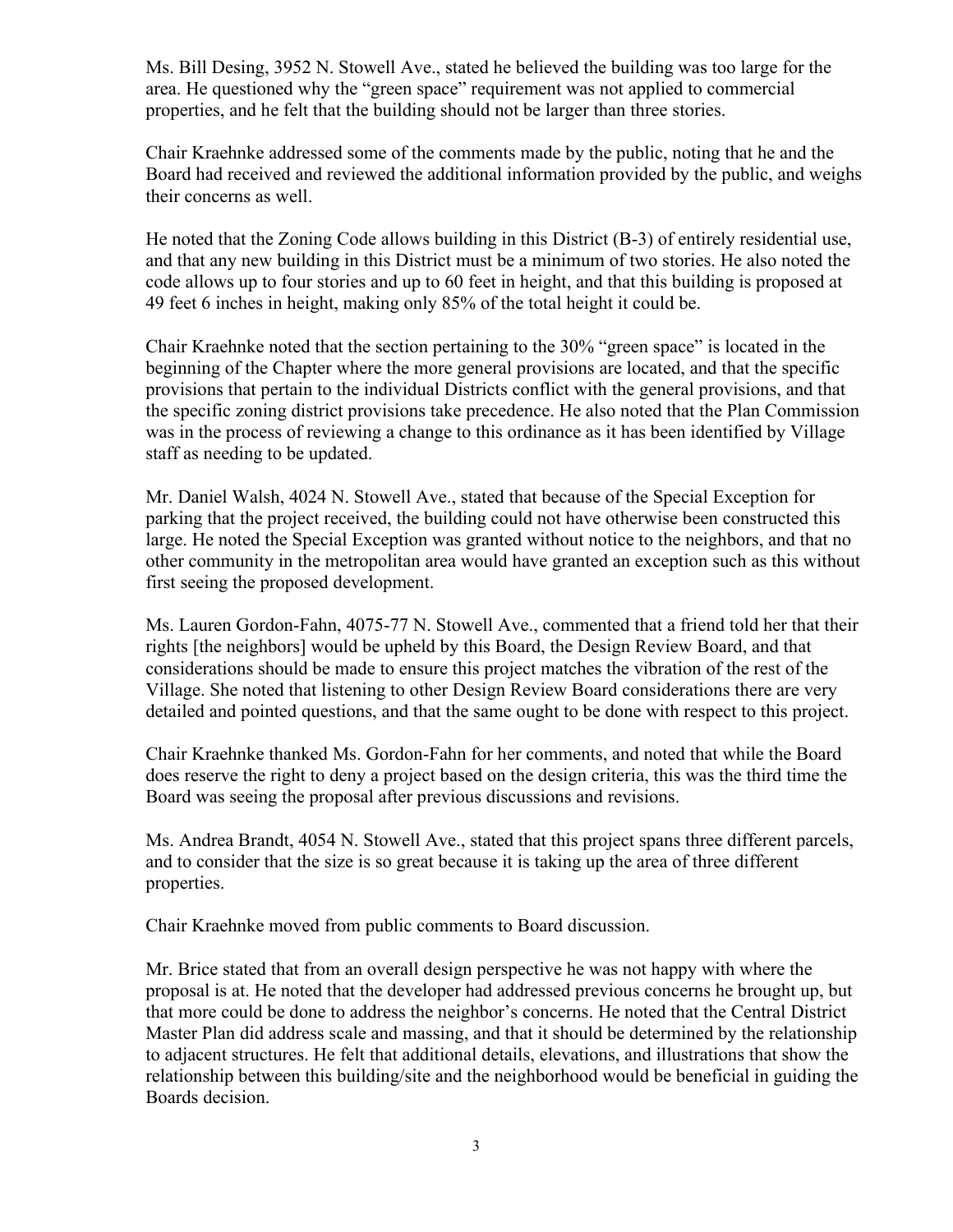Ms. Bill Desing, 3952 N. Stowell Ave., stated he believed the building was too large for the area. He questioned why the "green space" requirement was not applied to commercial properties, and he felt that the building should not be larger than three stories.

Chair Kraehnke addressed some of the comments made by the public, noting that he and the Board had received and reviewed the additional information provided by the public, and weighs their concerns as well.

He noted that the Zoning Code allows building in this District (B-3) of entirely residential use, and that any new building in this District must be a minimum of two stories. He also noted the code allows up to four stories and up to 60 feet in height, and that this building is proposed at 49 feet 6 inches in height, making only 85% of the total height it could be.

Chair Kraehnke noted that the section pertaining to the 30% "green space" is located in the beginning of the Chapter where the more general provisions are located, and that the specific provisions that pertain to the individual Districts conflict with the general provisions, and that the specific zoning district provisions take precedence. He also noted that the Plan Commission was in the process of reviewing a change to this ordinance as it has been identified by Village staff as needing to be updated.

Mr. Daniel Walsh, 4024 N. Stowell Ave., stated that because of the Special Exception for parking that the project received, the building could not have otherwise been constructed this large. He noted the Special Exception was granted without notice to the neighbors, and that no other community in the metropolitan area would have granted an exception such as this without first seeing the proposed development.

Ms. Lauren Gordon-Fahn, 4075-77 N. Stowell Ave., commented that a friend told her that their rights [the neighbors] would be upheld by this Board, the Design Review Board, and that considerations should be made to ensure this project matches the vibration of the rest of the Village. She noted that listening to other Design Review Board considerations there are very detailed and pointed questions, and that the same ought to be done with respect to this project.

Chair Kraehnke thanked Ms. Gordon-Fahn for her comments, and noted that while the Board does reserve the right to deny a project based on the design criteria, this was the third time the Board was seeing the proposal after previous discussions and revisions.

Ms. Andrea Brandt, 4054 N. Stowell Ave., stated that this project spans three different parcels, and to consider that the size is so great because it is taking up the area of three different properties.

Chair Kraehnke moved from public comments to Board discussion.

Mr. Brice stated that from an overall design perspective he was not happy with where the proposal is at. He noted that the developer had addressed previous concerns he brought up, but that more could be done to address the neighbor's concerns. He noted that the Central District Master Plan did address scale and massing, and that it should be determined by the relationship to adjacent structures. He felt that additional details, elevations, and illustrations that show the relationship between this building/site and the neighborhood would be beneficial in guiding the Boards decision.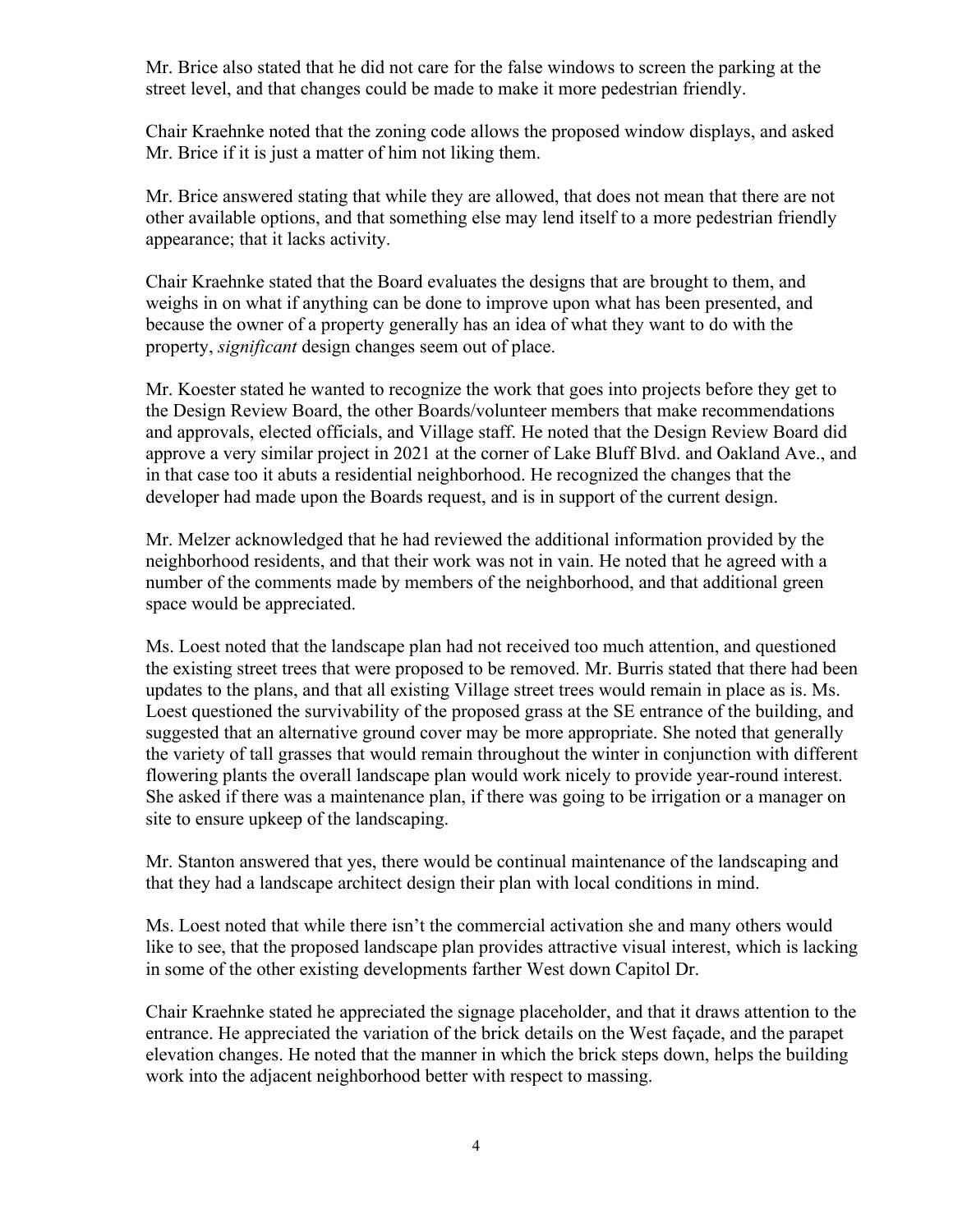Mr. Brice also stated that he did not care for the false windows to screen the parking at the street level, and that changes could be made to make it more pedestrian friendly.

Chair Kraehnke noted that the zoning code allows the proposed window displays, and asked Mr. Brice if it is just a matter of him not liking them.

Mr. Brice answered stating that while they are allowed, that does not mean that there are not other available options, and that something else may lend itself to a more pedestrian friendly appearance; that it lacks activity.

Chair Kraehnke stated that the Board evaluates the designs that are brought to them, and weighs in on what if anything can be done to improve upon what has been presented, and because the owner of a property generally has an idea of what they want to do with the property, *significant* design changes seem out of place.

Mr. Koester stated he wanted to recognize the work that goes into projects before they get to the Design Review Board, the other Boards/volunteer members that make recommendations and approvals, elected officials, and Village staff. He noted that the Design Review Board did approve a very similar project in 2021 at the corner of Lake Bluff Blvd. and Oakland Ave., and in that case too it abuts a residential neighborhood. He recognized the changes that the developer had made upon the Boards request, and is in support of the current design.

Mr. Melzer acknowledged that he had reviewed the additional information provided by the neighborhood residents, and that their work was not in vain. He noted that he agreed with a number of the comments made by members of the neighborhood, and that additional green space would be appreciated.

Ms. Loest noted that the landscape plan had not received too much attention, and questioned the existing street trees that were proposed to be removed. Mr. Burris stated that there had been updates to the plans, and that all existing Village street trees would remain in place as is. Ms. Loest questioned the survivability of the proposed grass at the SE entrance of the building, and suggested that an alternative ground cover may be more appropriate. She noted that generally the variety of tall grasses that would remain throughout the winter in conjunction with different flowering plants the overall landscape plan would work nicely to provide year-round interest. She asked if there was a maintenance plan, if there was going to be irrigation or a manager on site to ensure upkeep of the landscaping.

Mr. Stanton answered that yes, there would be continual maintenance of the landscaping and that they had a landscape architect design their plan with local conditions in mind.

Ms. Loest noted that while there isn't the commercial activation she and many others would like to see, that the proposed landscape plan provides attractive visual interest, which is lacking in some of the other existing developments farther West down Capitol Dr.

Chair Kraehnke stated he appreciated the signage placeholder, and that it draws attention to the entrance. He appreciated the variation of the brick details on the West façade, and the parapet elevation changes. He noted that the manner in which the brick steps down, helps the building work into the adjacent neighborhood better with respect to massing.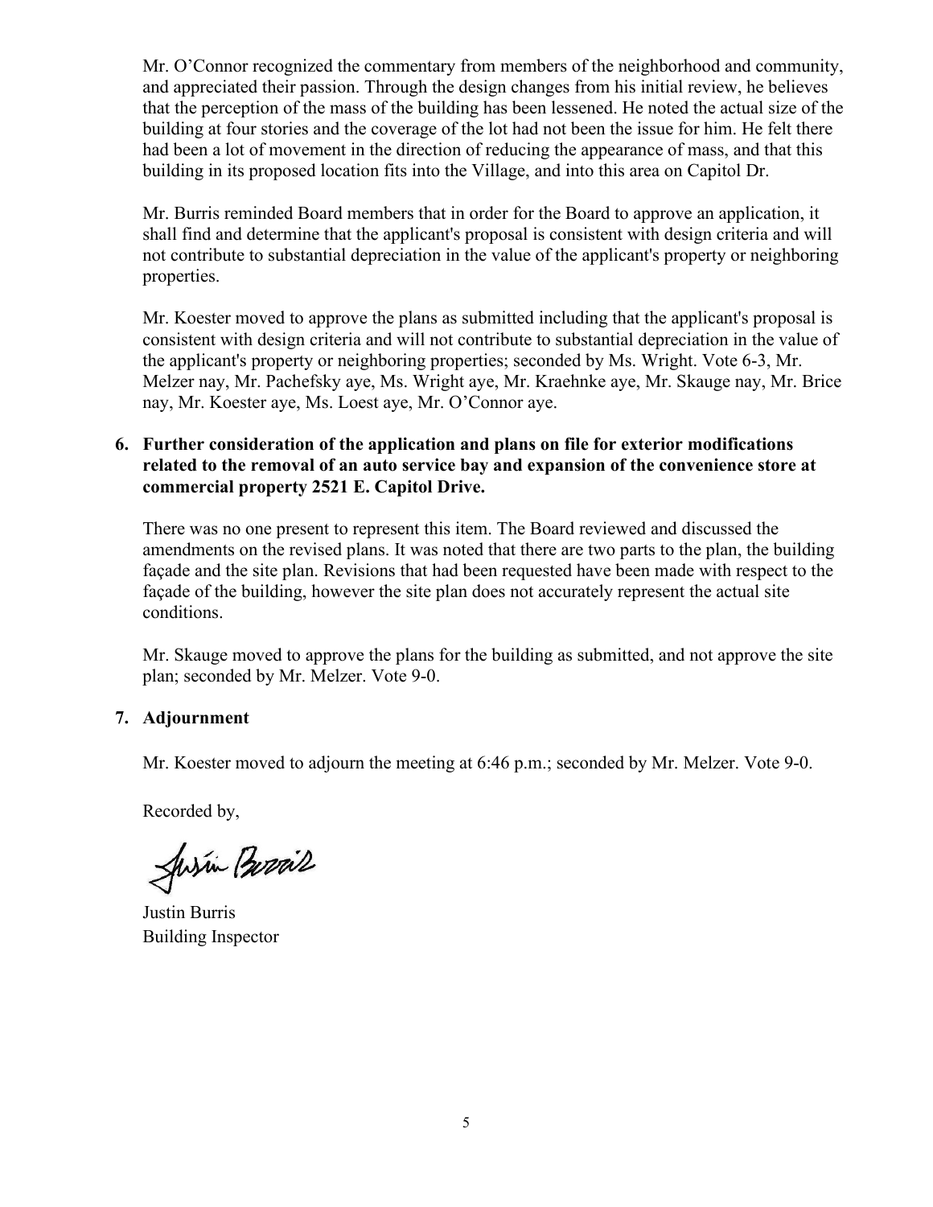Mr. O'Connor recognized the commentary from members of the neighborhood and community, and appreciated their passion. Through the design changes from his initial review, he believes that the perception of the mass of the building has been lessened. He noted the actual size of the building at four stories and the coverage of the lot had not been the issue for him. He felt there had been a lot of movement in the direction of reducing the appearance of mass, and that this building in its proposed location fits into the Village, and into this area on Capitol Dr.

Mr. Burris reminded Board members that in order for the Board to approve an application, it shall find and determine that the applicant's proposal is consistent with design criteria and will not contribute to substantial depreciation in the value of the applicant's property or neighboring properties.

Mr. Koester moved to approve the plans as submitted including that the applicant's proposal is consistent with design criteria and will not contribute to substantial depreciation in the value of the applicant's property or neighboring properties; seconded by Ms. Wright. Vote 6-3, Mr. Melzer nay, Mr. Pachefsky aye, Ms. Wright aye, Mr. Kraehnke aye, Mr. Skauge nay, Mr. Brice nay, Mr. Koester aye, Ms. Loest aye, Mr. O'Connor aye.

6. **Further consideration of the application and plans on file for exterior modifications related to the removal of an auto service bay and expansion of the convenience store at commercial property 2521 E. Capitol Drive.**

   There was no one present to represent this item. The Board reviewed and discussed the amendments on the revised plans. It was noted that there are two parts to the plan, the building façade and the site plan. Revisions that had been requested have been made with respect to the façade of the building, however the site plan does not accurately represent the actual site conditions.

   Mr. Skauge moved to approve the plans for the building as submitted, and not approve the site plan; seconded by Mr. Melzer. Vote 9-0.

7. **Adjournment**

   Mr. Koester moved to adjourn the meeting at 6:46 p.m.; seconded by Mr. Melzer. Vote 9-0.

Recorded by,

Justin Burris
Building Inspector